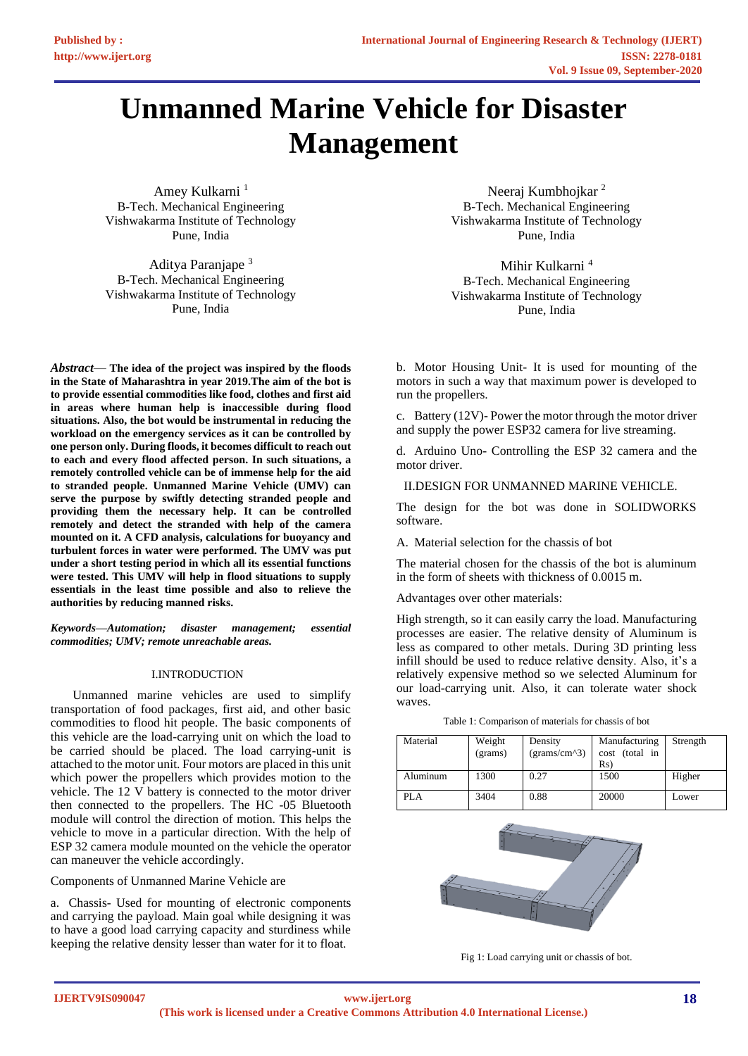# Unmanned Marine Vehicle for Disaster Management

Amey Kulkarni [1]
B-Tech. Mechanical Engineering
Vishwakarma Institute of Technology
Pune, India

Neeraj Kumbhojkar [2]
B-Tech. Mechanical Engineering
Vishwakarma Institute of Technology
Pune, India

Aditya Paranjape [3]
B-Tech. Mechanical Engineering
Vishwakarma Institute of Technology
Pune, India

Mihir Kulkarni [4]
B-Tech. Mechanical Engineering
Vishwakarma Institute of Technology
Pune, India

***Abstract*— The idea of the project was inspired by the floods in the State of Maharashtra in year 2019.The aim of the bot is to provide essential commodities like food, clothes and first aid in areas where human help is inaccessible during flood situations. Also, the bot would be instrumental in reducing the workload on the emergency services as it can be controlled by one person only. During floods, it becomes difficult to reach out to each and every flood affected person. In such situations, a remotely controlled vehicle can be of immense help for the aid to stranded people. Unmanned Marine Vehicle (UMV) can serve the purpose by swiftly detecting stranded people and providing them the necessary help. It can be controlled remotely and detect the stranded with help of the camera mounted on it. A CFD analysis, calculations for buoyancy and turbulent forces in water were performed. The UMV was put under a short testing period in which all its essential functions were tested. This UMV will help in flood situations to supply essentials in the least time possible and also to relieve the authorities by reducing manned risks.**

***Keywords—Automation; disaster management; essential commodities; UMV; remote unreachable areas.***

## I.INTRODUCTION

Unmanned marine vehicles are used to simplify transportation of food packages, first aid, and other basic commodities to flood hit people. The basic components of this vehicle are the load-carrying unit on which the load to be carried should be placed. The load carrying-unit is attached to the motor unit. Four motors are placed in this unit which power the propellers which provides motion to the vehicle. The 12 V battery is connected to the motor driver then connected to the propellers. The HC -05 Bluetooth module will control the direction of motion. This helps the vehicle to move in a particular direction. With the help of ESP 32 camera module mounted on the vehicle the operator can maneuver the vehicle accordingly.

Components of Unmanned Marine Vehicle are

a. Chassis- Used for mounting of electronic components and carrying the payload. Main goal while designing it was to have a good load carrying capacity and sturdiness while keeping the relative density lesser than water for it to float.

b. Motor Housing Unit- It is used for mounting of the motors in such a way that maximum power is developed to run the propellers.

c. Battery (12V)- Power the motor through the motor driver and supply the power ESP32 camera for live streaming.

d. Arduino Uno- Controlling the ESP 32 camera and the motor driver.

## II.DESIGN FOR UNMANNED MARINE VEHICLE.

The design for the bot was done in SOLIDWORKS software.

### A. Material selection for the chassis of bot

The material chosen for the chassis of the bot is aluminum in the form of sheets with thickness of 0.0015 m.

Advantages over other materials:

High strength, so it can easily carry the load. Manufacturing processes are easier. The relative density of Aluminum is less as compared to other metals. During 3D printing less infill should be used to reduce relative density. Also, it's a relatively expensive method so we selected Aluminum for our load-carrying unit. Also, it can tolerate water shock waves.

Table 1: Comparison of materials for chassis of bot

| Material | Weight (grams) | Density (grams/cm^3) | Manufacturing cost (total in Rs) | Strength |
|---|---|---|---|---|
| Aluminum | 1300 | 0.27 | 1500 | Higher |
| PLA | 3404 | 0.88 | 20000 | Lower |

Fig 1: Load carrying unit or chassis of bot.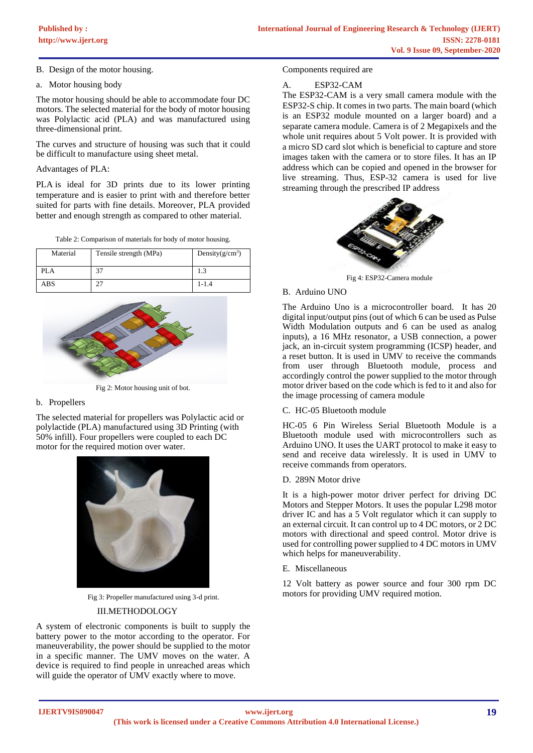B. Design of the motor housing.

a. Motor housing body

The motor housing should be able to accommodate four DC motors. The selected material for the body of motor housing was Polylactic acid (PLA) and was manufactured using three-dimensional print.

The curves and structure of housing was such that it could be difficult to manufacture using sheet metal.

Advantages of PLA:

PLA is ideal for 3D prints due to its lower printing temperature and is easier to print with and therefore better suited for parts with fine details. Moreover, PLA provided better and enough strength as compared to other material.

Table 2: Comparison of materials for body of motor housing.

| Material | Tensile strength (MPa) | Density($g/cm^3$) |
|---|---|---|
| PLA | 37 | 1.3 |
| ABS | 27 | 1-1.4 |

Fig 2: Motor housing unit of bot.

b. Propellers

The selected material for propellers was Polylactic acid or polylactide (PLA) manufactured using 3D Printing (with 50% infill). Four propellers were coupled to each DC motor for the required motion over water.

Fig 3: Propeller manufactured using 3-d print.

## III.METHODOLOGY

A system of electronic components is built to supply the battery power to the motor according to the operator. For maneuverability, the power should be supplied to the motor in a specific manner. The UMV moves on the water. A device is required to find people in unreached areas which will guide the operator of UMV exactly where to move.

Components required are

A. ESP32-CAM

The ESP32-CAM is a very small camera module with the ESP32-S chip. It comes in two parts. The main board (which is an ESP32 module mounted on a larger board) and a separate camera module. Camera is of 2 Megapixels and the whole unit requires about 5 Volt power. It is provided with a micro SD card slot which is beneficial to capture and store images taken with the camera or to store files. It has an IP address which can be copied and opened in the browser for live streaming. Thus, ESP-32 camera is used for live streaming through the prescribed IP address

Fig 4: ESP32-Camera module

B. Arduino UNO

The Arduino Uno is a microcontroller board. It has 20 digital input/output pins (out of which 6 can be used as Pulse Width Modulation outputs and 6 can be used as analog inputs), a 16 MHz resonator, a USB connection, a power jack, an in-circuit system programming (ICSP) header, and a reset button. It is used in UMV to receive the commands from user through Bluetooth module, process and accordingly control the power supplied to the motor through motor driver based on the code which is fed to it and also for the image processing of camera module

C. HC-05 Bluetooth module

HC-05 6 Pin Wireless Serial Bluetooth Module is a Bluetooth module used with microcontrollers such as Arduino UNO. It uses the UART protocol to make it easy to send and receive data wirelessly. It is used in UMV to receive commands from operators.

D. 289N Motor drive

It is a high-power motor driver perfect for driving DC Motors and Stepper Motors. It uses the popular L298 motor driver IC and has a 5 Volt regulator which it can supply to an external circuit. It can control up to 4 DC motors, or 2 DC motors with directional and speed control. Motor drive is used for controlling power supplied to 4 DC motors in UMV which helps for maneuverability.

E. Miscellaneous

12 Volt battery as power source and four 300 rpm DC motors for providing UMV required motion.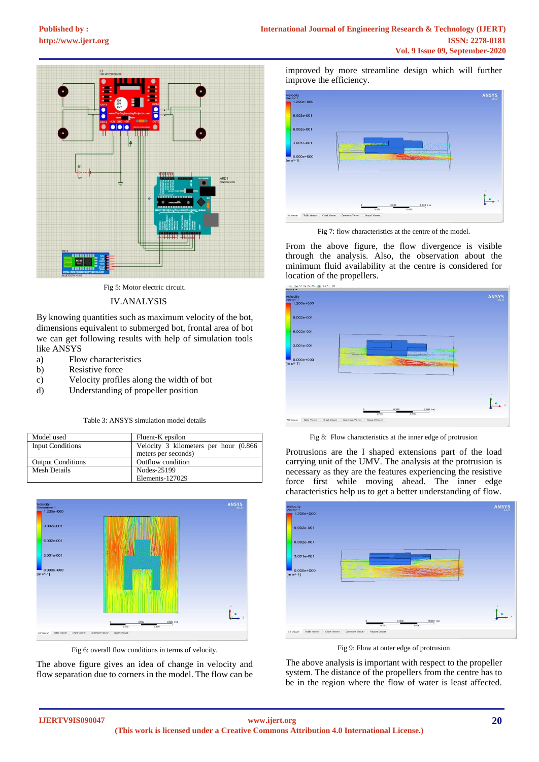Fig 5: Motor electric circuit.

## IV.ANALYSIS

By knowing quantities such as maximum velocity of the bot, dimensions equivalent to submerged bot, frontal area of bot we can get following results with help of simulation tools like ANSYS

a) Flow characteristics
b) Resistive force
c) Velocity profiles along the width of bot
d) Understanding of propeller position

Table 3: ANSYS simulation model details

| Model used | Fluent-K epsilon |
|---|---|
| Input Conditions | Velocity 3 kilometers per hour (0.866 meters per seconds) |
| Output Conditions | Outflow condition |
| Mesh Details | Nodes-25199<br>Elements-127029 |

Fig 6: overall flow conditions in terms of velocity.

The above figure gives an idea of change in velocity and flow separation due to corners in the model. The flow can be improved by more streamline design which will further improve the efficiency.

Fig 7: flow characteristics at the centre of the model.

From the above figure, the flow divergence is visible through the analysis. Also, the observation about the minimum fluid availability at the centre is considered for location of the propellers.

Fig 8: Flow characteristics at the inner edge of protrusion

Protrusions are the I shaped extensions part of the load carrying unit of the UMV. The analysis at the protrusion is necessary as they are the features experiencing the resistive force first while moving ahead. The inner edge characteristics help us to get a better understanding of flow.

Fig 9: Flow at outer edge of protrusion

The above analysis is important with respect to the propeller system. The distance of the propellers from the centre has to be in the region where the flow of water is least affected.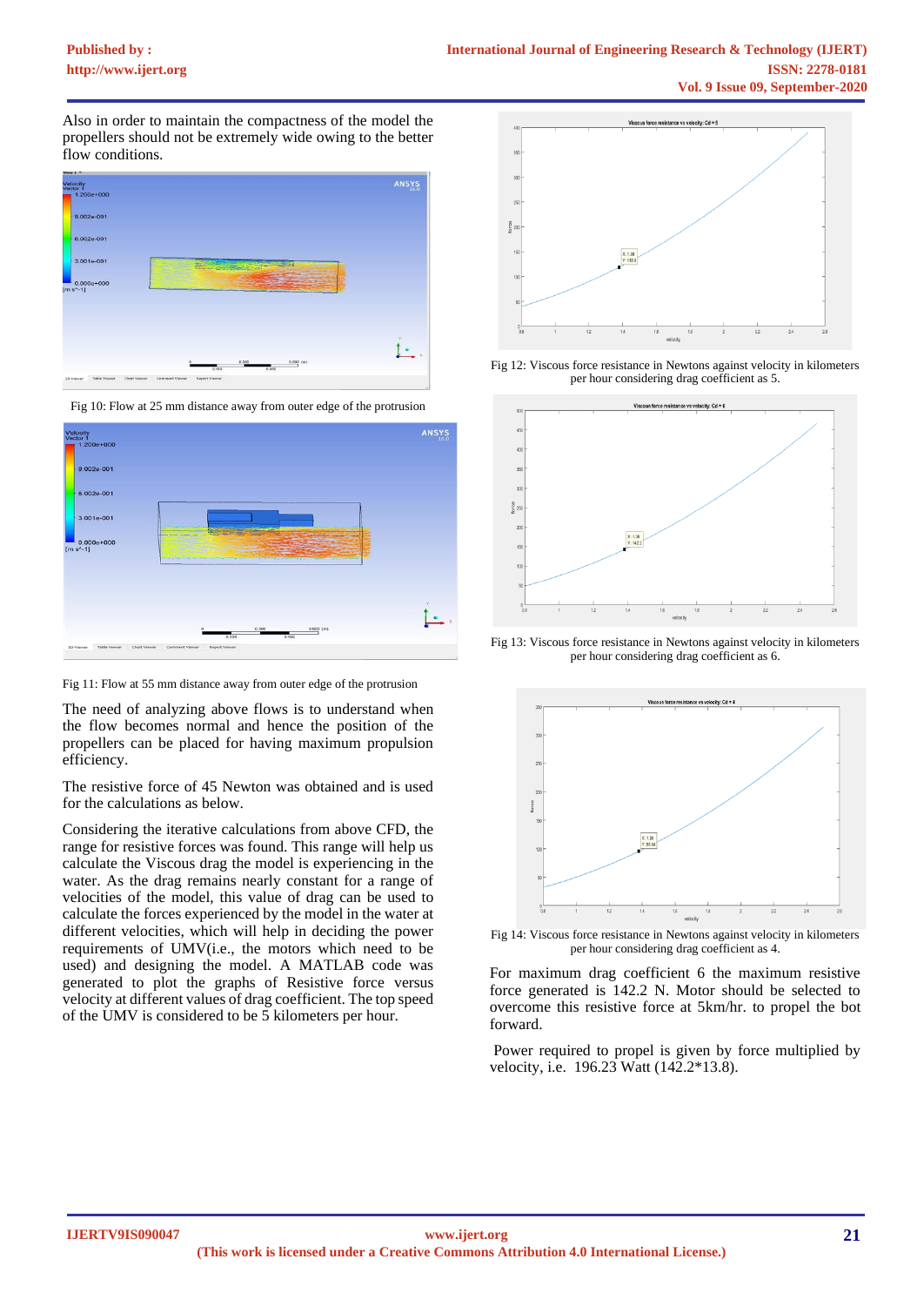Also in order to maintain the compactness of the model the propellers should not be extremely wide owing to the better flow conditions.

Fig 10: Flow at 25 mm distance away from outer edge of the protrusion

Fig 11: Flow at 55 mm distance away from outer edge of the protrusion

The need of analyzing above flows is to understand when the flow becomes normal and hence the position of the propellers can be placed for having maximum propulsion efficiency.

The resistive force of 45 Newton was obtained and is used for the calculations as below.

Considering the iterative calculations from above CFD, the range for resistive forces was found. This range will help us calculate the Viscous drag the model is experiencing in the water. As the drag remains nearly constant for a range of velocities of the model, this value of drag can be used to calculate the forces experienced by the model in the water at different velocities, which will help in deciding the power requirements of UMV(i.e., the motors which need to be used) and designing the model. A MATLAB code was generated to plot the graphs of Resistive force versus velocity at different values of drag coefficient. The top speed of the UMV is considered to be 5 kilometers per hour.

Fig 12: Viscous force resistance in Newtons against velocity in kilometers per hour considering drag coefficient as 5.

Fig 13: Viscous force resistance in Newtons against velocity in kilometers per hour considering drag coefficient as 6.

Fig 14: Viscous force resistance in Newtons against velocity in kilometers per hour considering drag coefficient as 4.

For maximum drag coefficient 6 the maximum resistive force generated is 142.2 N. Motor should be selected to overcome this resistive force at 5km/hr. to propel the bot forward.

Power required to propel is given by force multiplied by velocity, i.e. 196.23 Watt (142.2*13.8).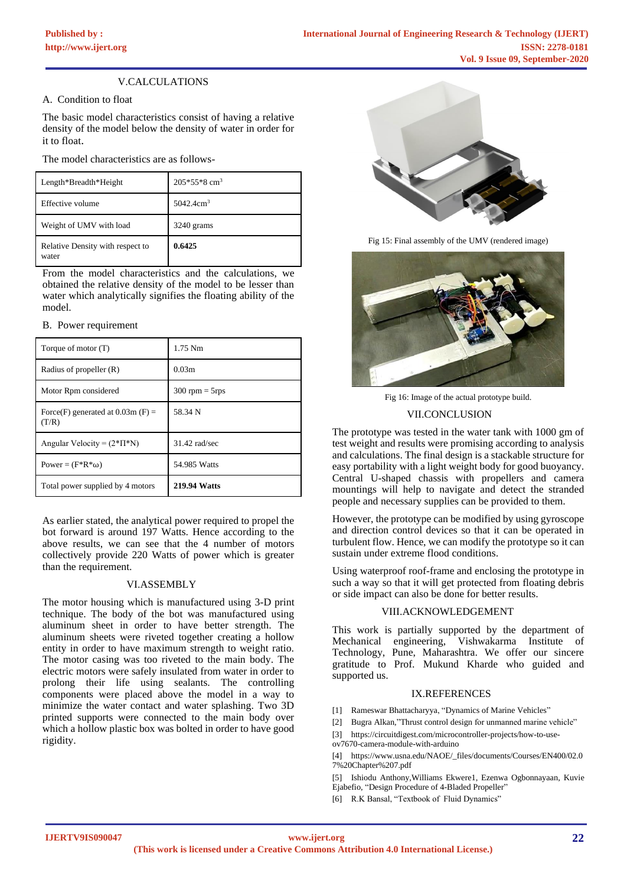## V. CALCULATIONS

### A. Condition to float

The basic model characteristics consist of having a relative density of the model below the density of water in order for it to float.

The model characteristics are as follows-

| | |
|---|---|
| Length*Breadth*Height | 205*55*8 $cm^3$ |
| Effective volume | 5042.4$cm^3$ |
| Weight of UMV with load | 3240 grams |
| Relative Density with respect to water | **0.6425** |

From the model characteristics and the calculations, we obtained the relative density of the model to be lesser than water which analytically signifies the floating ability of the model.

### B. Power requirement

| | |
|---|---|
| Torque of motor (T) | 1.75 Nm |
| Radius of propeller (R) | 0.03m |
| Motor Rpm considered | 300 rpm = 5rps |
| Force(F) generated at 0.03m (F) = (T/R) | 58.34 N |
| Angular Velocity = (2*Π*N) | 31.42 rad/sec |
| Power = (F*R*ω) | 54.985 Watts |
| Total power supplied by 4 motors | **219.94 Watts** |

As earlier stated, the analytical power required to propel the bot forward is around 197 Watts. Hence according to the above results, we can see that the 4 number of motors collectively provide 220 Watts of power which is greater than the requirement.

## VI. ASSEMBLY

The motor housing which is manufactured using 3-D print technique. The body of the bot was manufactured using aluminum sheet in order to have better strength. The aluminum sheets were riveted together creating a hollow entity in order to have maximum strength to weight ratio. The motor casing was too riveted to the main body. The electric motors were safely insulated from water in order to prolong their life using sealants. The controlling components were placed above the model in a way to minimize the water contact and water splashing. Two 3D printed supports were connected to the main body over which a hollow plastic box was bolted in order to have good rigidity.

Fig 15: Final assembly of the UMV (rendered image)

Fig 16: Image of the actual prototype build.

## VII. CONCLUSION

The prototype was tested in the water tank with 1000 gm of test weight and results were promising according to analysis and calculations. The final design is a stackable structure for easy portability with a light weight body for good buoyancy. Central U-shaped chassis with propellers and camera mountings will help to navigate and detect the stranded people and necessary supplies can be provided to them.

However, the prototype can be modified by using gyroscope and direction control devices so that it can be operated in turbulent flow. Hence, we can modify the prototype so it can sustain under extreme flood conditions.

Using waterproof roof-frame and enclosing the prototype in such a way so that it will get protected from floating debris or side impact can also be done for better results.

## VIII. ACKNOWLEDGEMENT

This work is partially supported by the department of Mechanical engineering, Vishwakarma Institute of Technology, Pune, Maharashtra. We offer our sincere gratitude to Prof. Mukund Kharde who guided and supported us.

## IX. REFERENCES

[1] Rameswar Bhattacharyya, "Dynamics of Marine Vehicles"

[2] Bugra Alkan,"Thrust control design for unmanned marine vehicle"

[3] https://circuitdigest.com/microcontroller-projects/how-to-use-ov7670-camera-module-with-arduino

[4] https://www.usna.edu/NAOE/_files/documents/Courses/EN400/02.07%20Chapter%207.pdf

[5] Ishiodu Anthony,Williams Ekwere1, Ezenwa Ogbonnayaan, Kuvie Ejabefio, "Design Procedure of 4-Bladed Propeller"

[6] R.K Bansal, "Textbook of Fluid Dynamics"